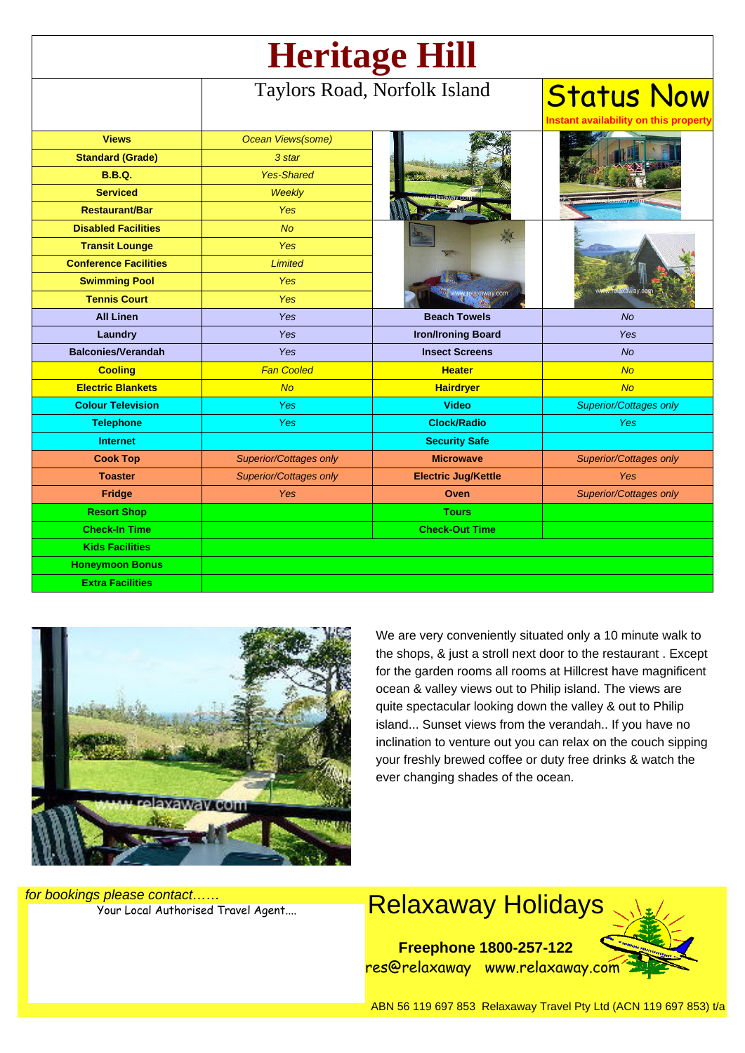# Heritage Hill

Taylors Road, Norfolk Island

**Status Now**
Instant availability on this property

| | | | |
|---|---|---|---|
| **Views** | *Ocean Views(some)* | | |
| **Standard (Grade)** | *3 star* | | |
| **B.B.Q.** | *Yes-Shared* | | |
| **Serviced** | *Weekly* | | |
| **Restaurant/Bar** | *Yes* | | |
| **Disabled Facilities** | *No* | | |
| **Transit Lounge** | *Yes* | | |
| **Conference Facilities** | *Limited* | | |
| **Swimming Pool** | *Yes* | | |
| **Tennis Court** | *Yes* | | |
| **All Linen** | *Yes* | **Beach Towels** | *No* |
| **Laundry** | *Yes* | **Iron/Ironing Board** | *Yes* |
| **Balconies/Verandah** | *Yes* | **Insect Screens** | *No* |
| **Cooling** | *Fan Cooled* | **Heater** | *No* |
| **Electric Blankets** | *No* | **Hairdryer** | *No* |
| **Colour Television** | *Yes* | **Video** | *Superior/Cottages only* |
| **Telephone** | *Yes* | **Clock/Radio** | *Yes* |
| **Internet** | | **Security Safe** | |
| **Cook Top** | *Superior/Cottages only* | **Microwave** | *Superior/Cottages only* |
| **Toaster** | *Superior/Cottages only* | **Electric Jug/Kettle** | *Yes* |
| **Fridge** | *Yes* | **Oven** | *Superior/Cottages only* |
| **Resort Shop** | | **Tours** | |
| **Check-In Time** | | **Check-Out Time** | |
| **Kids Facilities** | | | |
| **Honeymoon Bonus** | | | |
| **Extra Facilities** | | | |

We are very conveniently situated only a 10 minute walk to the shops, & just a stroll next door to the restaurant . Except for the garden rooms all rooms at Hillcrest have magnificent ocean & valley views out to Philip island. The views are quite spectacular looking down the valley & out to Philip island... Sunset views from the verandah.. If you have no inclination to venture out you can relax on the couch sipping your freshly brewed coffee or duty free drinks & watch the ever changing shades of the ocean.

*for bookings please contact……*
Your Local Authorised Travel Agent....

## Relaxaway Holidays

**Freephone 1800-257-122**
res@relaxaway www.relaxaway.com

ABN 56 119 697 853 Relaxaway Travel Pty Ltd (ACN 119 697 853) t/a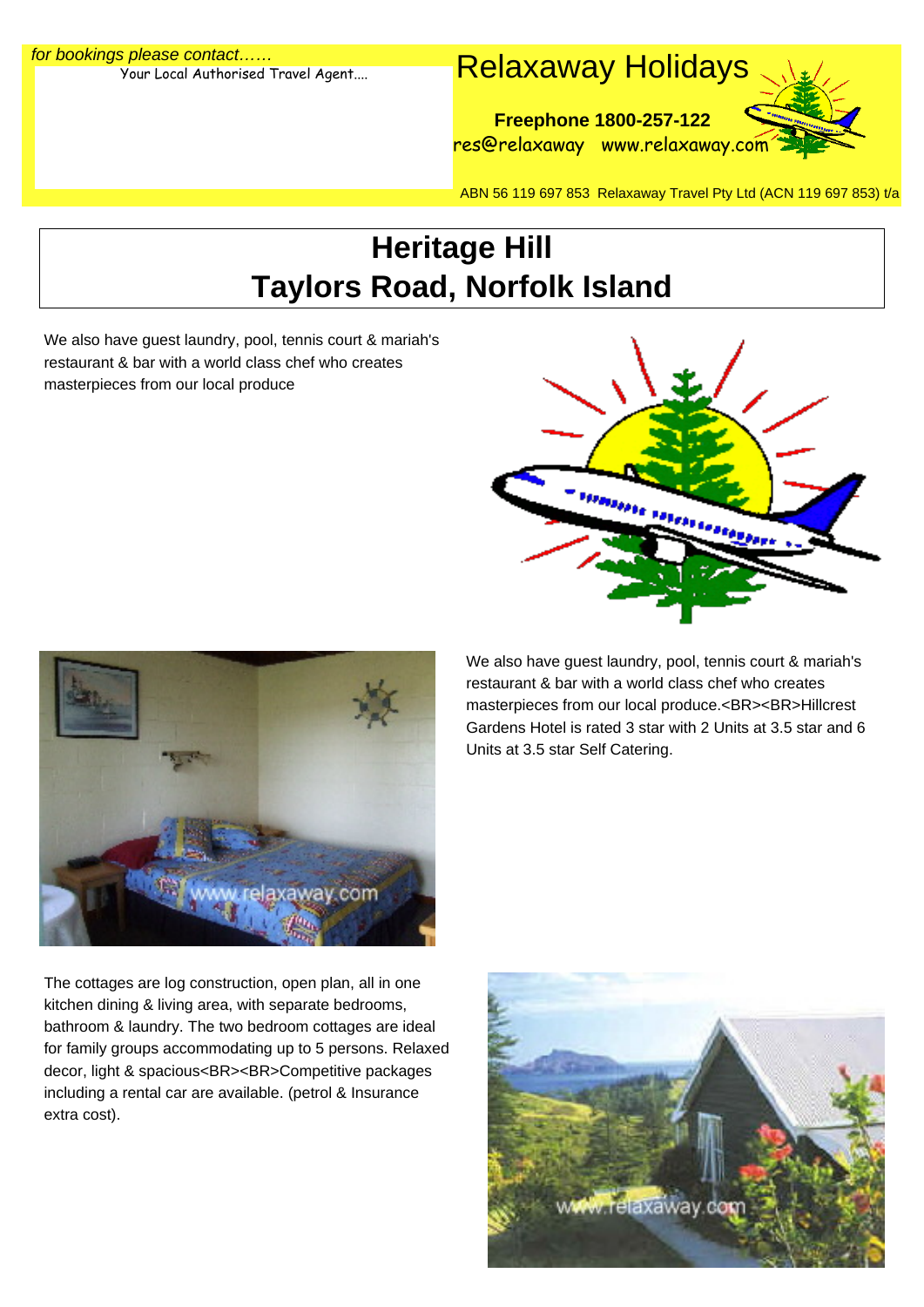*for bookings please contact……*

Your Local Authorised Travel Agent....

Relaxaway Holidays

**Freephone 1800-257-122**

res@relaxaway www.relaxaway.com

ABN 56 119 697 853 Relaxaway Travel Pty Ltd (ACN 119 697 853) t/a

# Heritage Hill
# Taylors Road, Norfolk Island

We also have guest laundry, pool, tennis court & mariah's restaurant & bar with a world class chef who creates masterpieces from our local produce

We also have guest laundry, pool, tennis court & mariah's restaurant & bar with a world class chef who creates masterpieces from our local produce.<BR><BR>Hillcrest Gardens Hotel is rated 3 star with 2 Units at 3.5 star and 6 Units at 3.5 star Self Catering.

The cottages are log construction, open plan, all in one kitchen dining & living area, with separate bedrooms, bathroom & laundry. The two bedroom cottages are ideal for family groups accommodating up to 5 persons. Relaxed decor, light & spacious<BR><BR>Competitive packages including a rental car are available. (petrol & Insurance extra cost).